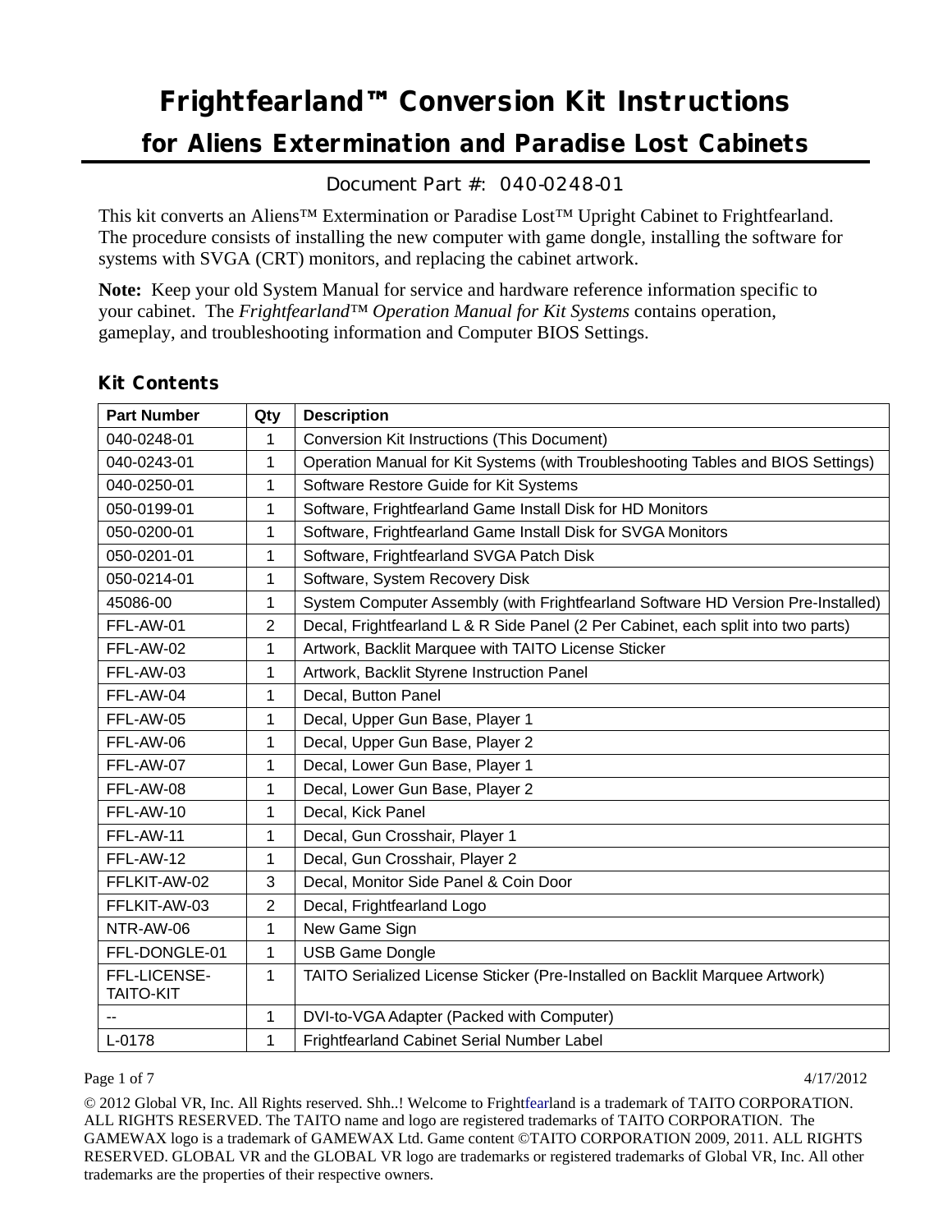# Frightfearland™ Conversion Kit Instructions

## for Aliens Extermination and Paradise Lost Cabinets

Document Part #: 040-0248-01

This kit converts an Aliens™ Extermination or Paradise Lost™ Upright Cabinet to Frightfearland. The procedure consists of installing the new computer with game dongle, installing the software for systems with SVGA (CRT) monitors, and replacing the cabinet artwork.

**Note:** Keep your old System Manual for service and hardware reference information specific to your cabinet. The *Frightfearland™ Operation Manual for Kit Systems* contains operation, gameplay, and troubleshooting information and Computer BIOS Settings.

### Kit Contents

| Part Number | Qty | Description |
|---|---|---|
| 040-0248-01 | 1 | Conversion Kit Instructions (This Document) |
| 040-0243-01 | 1 | Operation Manual for Kit Systems (with Troubleshooting Tables and BIOS Settings) |
| 040-0250-01 | 1 | Software Restore Guide for Kit Systems |
| 050-0199-01 | 1 | Software, Frightfearland Game Install Disk for HD Monitors |
| 050-0200-01 | 1 | Software, Frightfearland Game Install Disk for SVGA Monitors |
| 050-0201-01 | 1 | Software, Frightfearland SVGA Patch Disk |
| 050-0214-01 | 1 | Software, System Recovery Disk |
| 45086-00 | 1 | System Computer Assembly (with Frightfearland Software HD Version Pre-Installed) |
| FFL-AW-01 | 2 | Decal, Frightfearland L & R Side Panel (2 Per Cabinet, each split into two parts) |
| FFL-AW-02 | 1 | Artwork, Backlit Marquee with TAITO License Sticker |
| FFL-AW-03 | 1 | Artwork, Backlit Styrene Instruction Panel |
| FFL-AW-04 | 1 | Decal, Button Panel |
| FFL-AW-05 | 1 | Decal, Upper Gun Base, Player 1 |
| FFL-AW-06 | 1 | Decal, Upper Gun Base, Player 2 |
| FFL-AW-07 | 1 | Decal, Lower Gun Base, Player 1 |
| FFL-AW-08 | 1 | Decal, Lower Gun Base, Player 2 |
| FFL-AW-10 | 1 | Decal, Kick Panel |
| FFL-AW-11 | 1 | Decal, Gun Crosshair, Player 1 |
| FFL-AW-12 | 1 | Decal, Gun Crosshair, Player 2 |
| FFLKIT-AW-02 | 3 | Decal, Monitor Side Panel & Coin Door |
| FFLKIT-AW-03 | 2 | Decal, Frightfearland Logo |
| NTR-AW-06 | 1 | New Game Sign |
| FFL-DONGLE-01 | 1 | USB Game Dongle |
| FFL-LICENSE-TAITO-KIT | 1 | TAITO Serialized License Sticker (Pre-Installed on Backlit Marquee Artwork) |
| -- | 1 | DVI-to-VGA Adapter (Packed with Computer) |
| L-0178 | 1 | Frightfearland Cabinet Serial Number Label |

© 2012 Global VR, Inc. All Rights reserved. Shh..! Welcome to Frightfearland is a trademark of TAITO CORPORATION. ALL RIGHTS RESERVED. The TAITO name and logo are registered trademarks of TAITO CORPORATION. The GAMEWAX logo is a trademark of GAMEWAX Ltd. Game content ©TAITO CORPORATION 2009, 2011. ALL RIGHTS RESERVED. GLOBAL VR and the GLOBAL VR logo are trademarks or registered trademarks of Global VR, Inc. All other trademarks are the properties of their respective owners.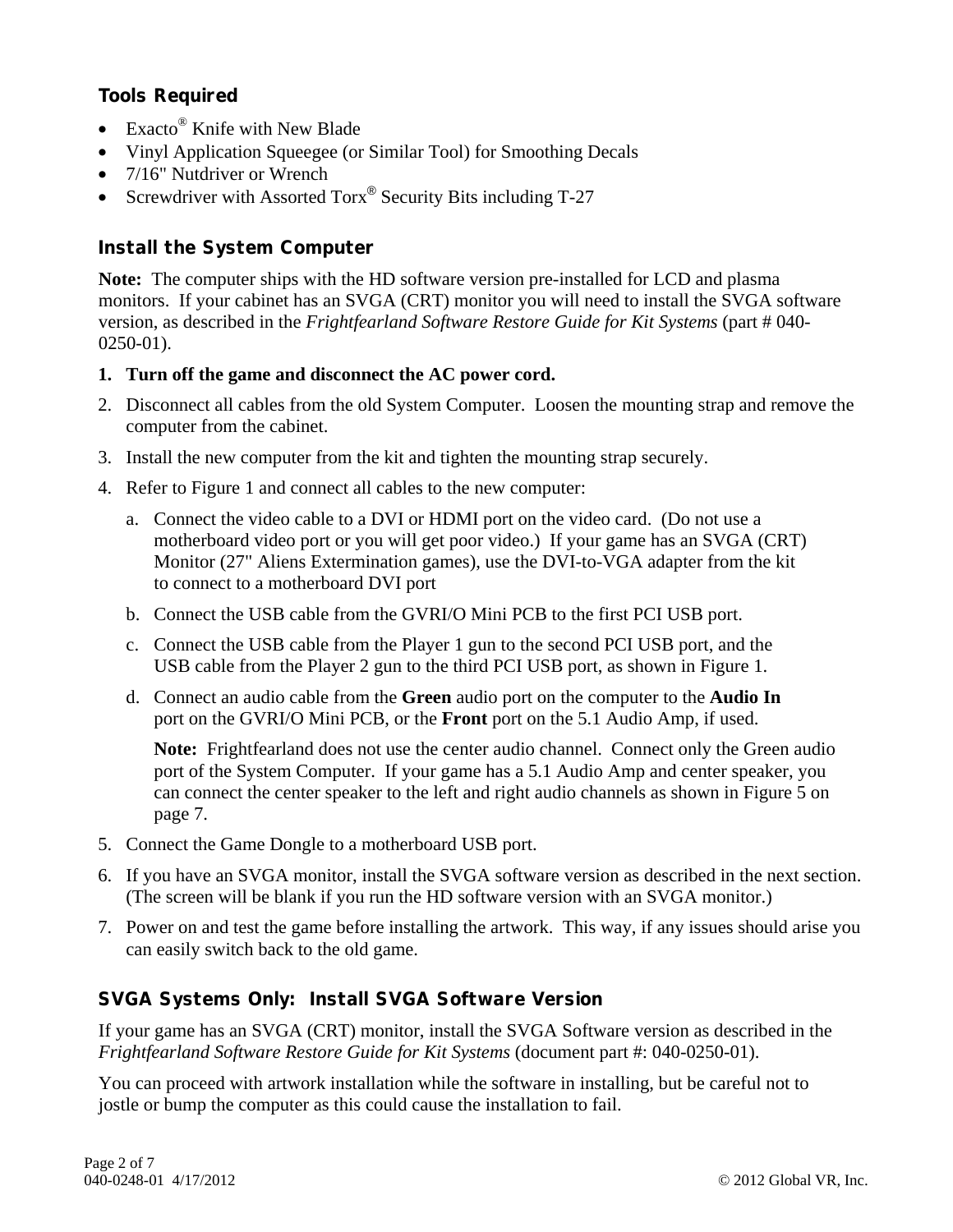## Tools Required

- Exacto® Knife with New Blade
- Vinyl Application Squeegee (or Similar Tool) for Smoothing Decals
- 7/16" Nutdriver or Wrench
- Screwdriver with Assorted Torx® Security Bits including T-27

## Install the System Computer

**Note:** The computer ships with the HD software version pre-installed for LCD and plasma monitors. If your cabinet has an SVGA (CRT) monitor you will need to install the SVGA software version, as described in the *Frightfearland Software Restore Guide for Kit Systems* (part # 040-0250-01).

1. **Turn off the game and disconnect the AC power cord.**
2. Disconnect all cables from the old System Computer. Loosen the mounting strap and remove the computer from the cabinet.
3. Install the new computer from the kit and tighten the mounting strap securely.
4. Refer to Figure 1 and connect all cables to the new computer:
   a. Connect the video cable to a DVI or HDMI port on the video card. (Do not use a motherboard video port or you will get poor video.) If your game has an SVGA (CRT) Monitor (27" Aliens Extermination games), use the DVI-to-VGA adapter from the kit to connect to a motherboard DVI port
   b. Connect the USB cable from the GVRI/O Mini PCB to the first PCI USB port.
   c. Connect the USB cable from the Player 1 gun to the second PCI USB port, and the USB cable from the Player 2 gun to the third PCI USB port, as shown in Figure 1.
   d. Connect an audio cable from the **Green** audio port on the computer to the **Audio In** port on the GVRI/O Mini PCB, or the **Front** port on the 5.1 Audio Amp, if used.

      **Note:** Frightfearland does not use the center audio channel. Connect only the Green audio port of the System Computer. If your game has a 5.1 Audio Amp and center speaker, you can connect the center speaker to the left and right audio channels as shown in Figure 5 on page 7.
5. Connect the Game Dongle to a motherboard USB port.
6. If you have an SVGA monitor, install the SVGA software version as described in the next section. (The screen will be blank if you run the HD software version with an SVGA monitor.)
7. Power on and test the game before installing the artwork. This way, if any issues should arise you can easily switch back to the old game.

## SVGA Systems Only: Install SVGA Software Version

If your game has an SVGA (CRT) monitor, install the SVGA Software version as described in the *Frightfearland Software Restore Guide for Kit Systems* (document part #: 040-0250-01).

You can proceed with artwork installation while the software in installing, but be careful not to jostle or bump the computer as this could cause the installation to fail.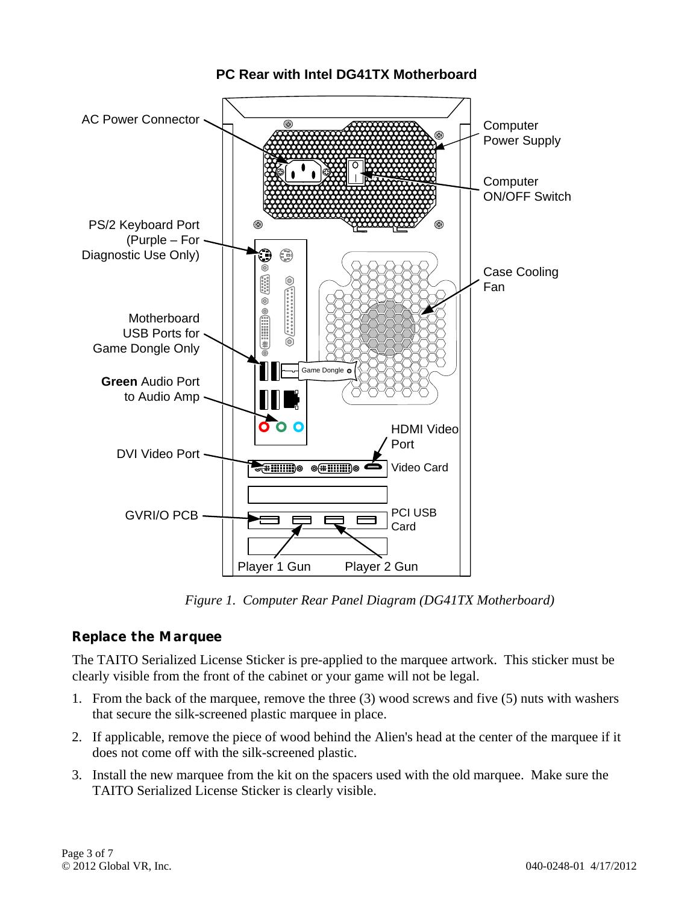**PC Rear with Intel DG41TX Motherboard**

AC Power Connector

Computer Power Supply

Computer ON/OFF Switch

PS/2 Keyboard Port (Purple – For Diagnostic Use Only)

Case Cooling Fan

Motherboard USB Ports for Game Dongle Only

Game Dongle

**Green** Audio Port to Audio Amp

HDMI Video Port

DVI Video Port

Video Card

GVRI/O PCB

PCI USB Card

Player 1 Gun

Player 2 Gun

*Figure 1. Computer Rear Panel Diagram (DG41TX Motherboard)*

## Replace the Marquee

The TAITO Serialized License Sticker is pre-applied to the marquee artwork. This sticker must be clearly visible from the front of the cabinet or your game will not be legal.

1. From the back of the marquee, remove the three (3) wood screws and five (5) nuts with washers that secure the silk-screened plastic marquee in place.
2. If applicable, remove the piece of wood behind the Alien's head at the center of the marquee if it does not come off with the silk-screened plastic.
3. Install the new marquee from the kit on the spacers used with the old marquee. Make sure the TAITO Serialized License Sticker is clearly visible.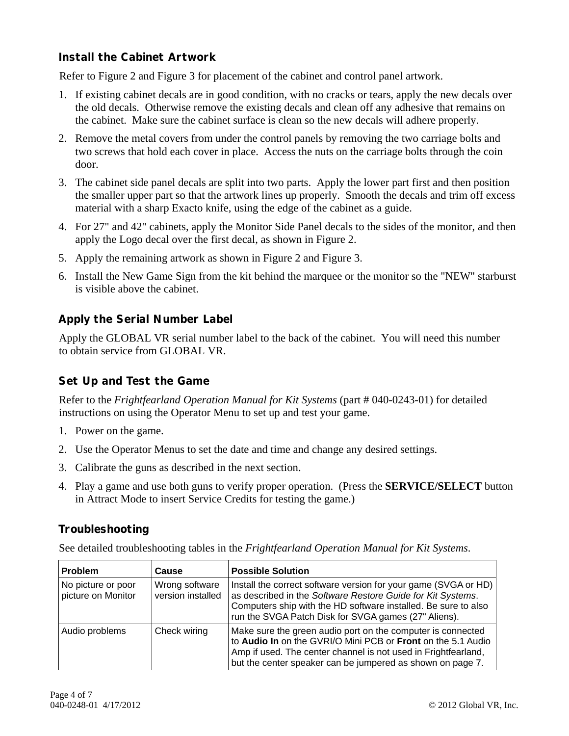### Install the Cabinet Artwork

Refer to Figure 2 and Figure 3 for placement of the cabinet and control panel artwork.

1. If existing cabinet decals are in good condition, with no cracks or tears, apply the new decals over the old decals. Otherwise remove the existing decals and clean off any adhesive that remains on the cabinet. Make sure the cabinet surface is clean so the new decals will adhere properly.
2. Remove the metal covers from under the control panels by removing the two carriage bolts and two screws that hold each cover in place. Access the nuts on the carriage bolts through the coin door.
3. The cabinet side panel decals are split into two parts. Apply the lower part first and then position the smaller upper part so that the artwork lines up properly. Smooth the decals and trim off excess material with a sharp Exacto knife, using the edge of the cabinet as a guide.
4. For 27" and 42" cabinets, apply the Monitor Side Panel decals to the sides of the monitor, and then apply the Logo decal over the first decal, as shown in Figure 2.
5. Apply the remaining artwork as shown in Figure 2 and Figure 3.
6. Install the New Game Sign from the kit behind the marquee or the monitor so the "NEW" starburst is visible above the cabinet.

### Apply the Serial Number Label

Apply the GLOBAL VR serial number label to the back of the cabinet. You will need this number to obtain service from GLOBAL VR.

### Set Up and Test the Game

Refer to the *Frightfearland Operation Manual for Kit Systems* (part # 040-0243-01) for detailed instructions on using the Operator Menu to set up and test your game.

1. Power on the game.
2. Use the Operator Menus to set the date and time and change any desired settings.
3. Calibrate the guns as described in the next section.
4. Play a game and use both guns to verify proper operation. (Press the **SERVICE/SELECT** button in Attract Mode to insert Service Credits for testing the game.)

### Troubleshooting

See detailed troubleshooting tables in the *Frightfearland Operation Manual for Kit Systems*.

| Problem | Cause | Possible Solution |
|---|---|---|
| No picture or poor picture on Monitor | Wrong software version installed | Install the correct software version for your game (SVGA or HD) as described in the *Software Restore Guide for Kit Systems*. Computers ship with the HD software installed. Be sure to also run the SVGA Patch Disk for SVGA games (27" Aliens). |
| Audio problems | Check wiring | Make sure the green audio port on the computer is connected to **Audio In** on the GVRI/O Mini PCB or **Front** on the 5.1 Audio Amp if used. The center channel is not used in Frightfearland, but the center speaker can be jumpered as shown on page 7. |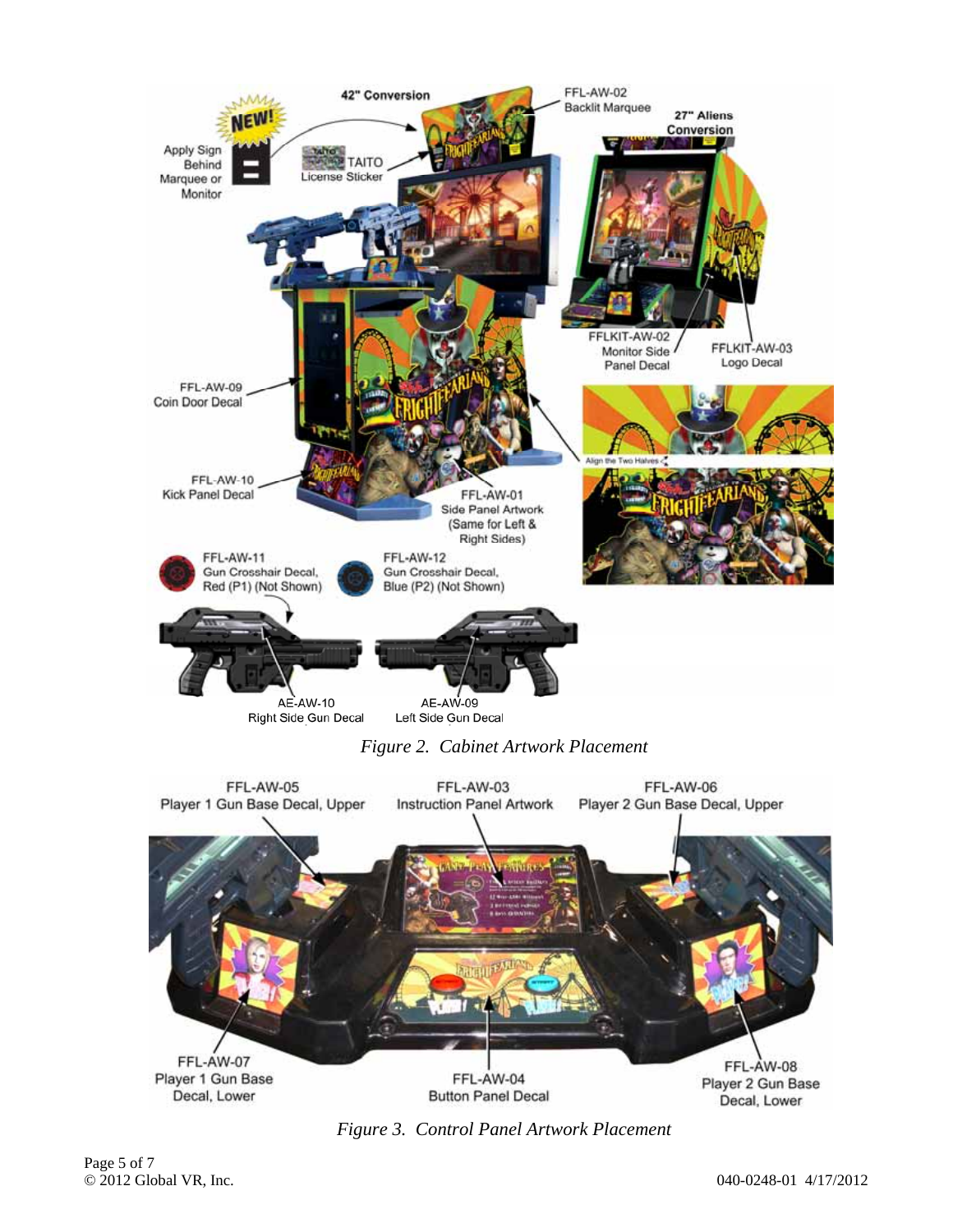42" Conversion

NEW!

Apply Sign Behind Marquee or Monitor

TAITO License Sticker

FFL-AW-02 Backlit Marquee

27" Aliens Conversion

FFLKIT-AW-02 Monitor Side Panel Decal

FFLKIT-AW-03 Logo Decal

FFL-AW-09 Coin Door Decal

Align the Two Halves

FFL-AW-10 Kick Panel Decal

FFL-AW-01 Side Panel Artwork (Same for Left & Right Sides)

FFL-AW-11 Gun Crosshair Decal, Red (P1) (Not Shown)

FFL-AW-12 Gun Crosshair Decal, Blue (P2) (Not Shown)

AE-AW-10 Right Side Gun Decal

AE-AW-09 Left Side Gun Decal

*Figure 2. Cabinet Artwork Placement*

FFL-AW-05 Player 1 Gun Base Decal, Upper

FFL-AW-03 Instruction Panel Artwork

FFL-AW-06 Player 2 Gun Base Decal, Upper

FFL-AW-07 Player 1 Gun Base Decal, Lower

FFL-AW-04 Button Panel Decal

FFL-AW-08 Player 2 Gun Base Decal, Lower

*Figure 3. Control Panel Artwork Placement*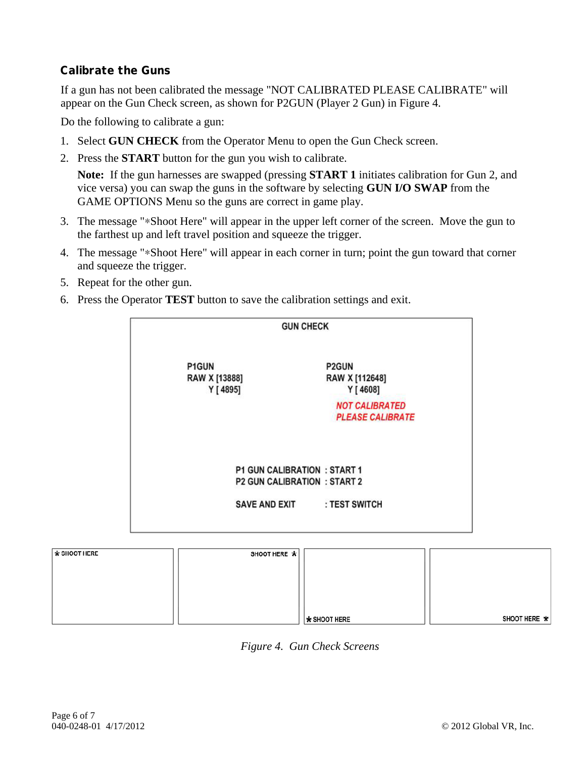### Calibrate the Guns

If a gun has not been calibrated the message "NOT CALIBRATED PLEASE CALIBRATE" will appear on the Gun Check screen, as shown for P2GUN (Player 2 Gun) in Figure 4.

Do the following to calibrate a gun:

1. Select **GUN CHECK** from the Operator Menu to open the Gun Check screen.
2. Press the **START** button for the gun you wish to calibrate.

   **Note:** If the gun harnesses are swapped (pressing **START 1** initiates calibration for Gun 2, and vice versa) you can swap the guns in the software by selecting **GUN I/O SWAP** from the GAME OPTIONS Menu so the guns are correct in game play.

3. The message "∗Shoot Here" will appear in the upper left corner of the screen. Move the gun to the farthest up and left travel position and squeeze the trigger.
4. The message "∗Shoot Here" will appear in each corner in turn; point the gun toward that corner and squeeze the trigger.
5. Repeat for the other gun.
6. Press the Operator **TEST** button to save the calibration settings and exit.

```
                         GUN CHECK

P1GUN                              P2GUN
RAW X [13888]                      RAW X [112648]
    Y [ 4895]                          Y [ 4608]
                                     NOT CALIBRATED
                                     PLEASE CALIBRATE

            P1 GUN CALIBRATION  : START 1
            P2 GUN CALIBRATION  : START 2

            SAVE AND EXIT       : TEST SWITCH
```

| ∗ SHOOT HERE | SHOOT HERE ∗ | ∗ SHOOT HERE | SHOOT HERE ∗ |
|---|---|---|---|

*Figure 4. Gun Check Screens*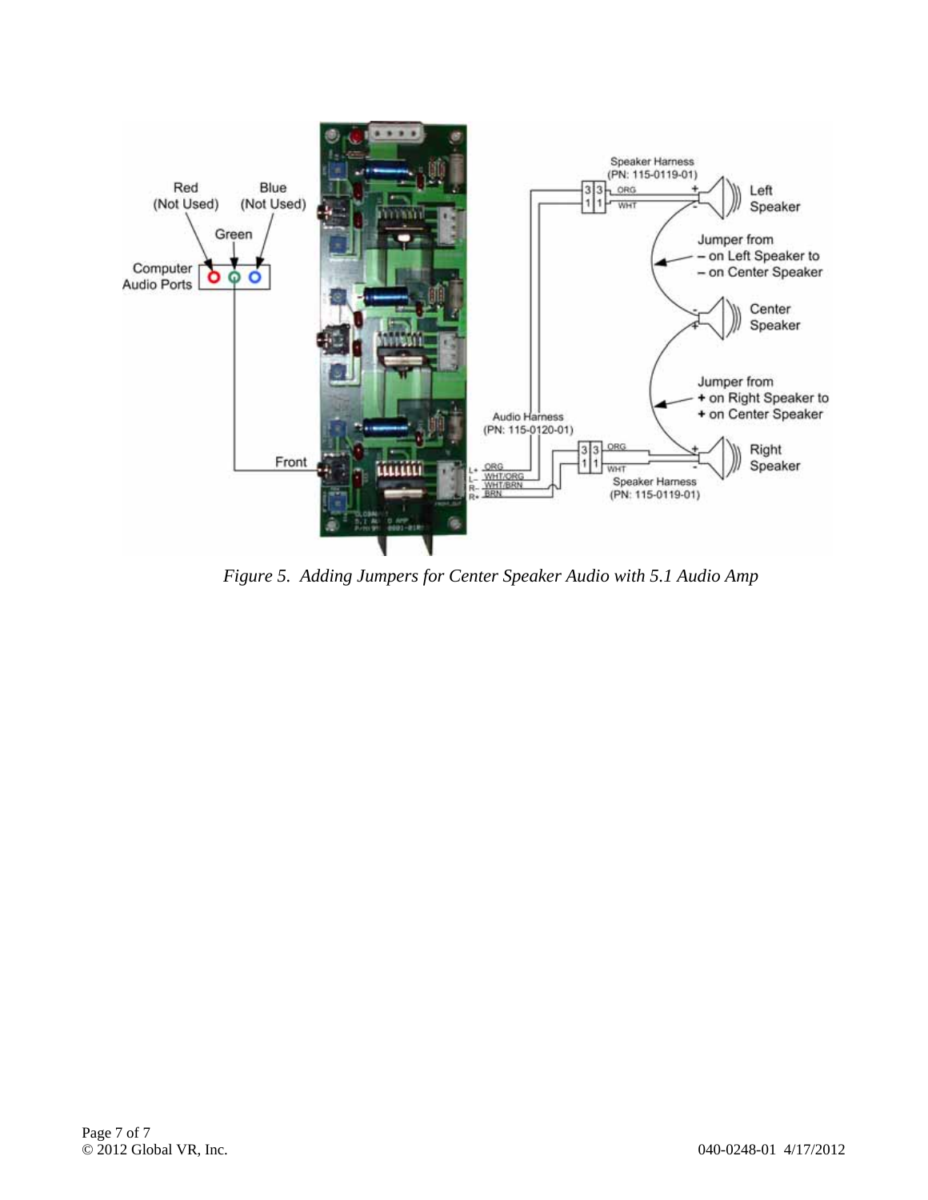Red (Not Used)

Blue (Not Used)

Green

Computer Audio Ports

Front

Speaker Harness (PN: 115-0119-01)

ORG

WHT

Left Speaker

Jumper from – on Left Speaker to – on Center Speaker

Center Speaker

Jumper from + on Right Speaker to + on Center Speaker

Audio Harness (PN: 115-0120-01)

L+ ORG

L– WHT/ORG

R– WHT/BRN

R+ BRN

ORG

WHT

Right Speaker

Speaker Harness (PN: 115-0119-01)

*Figure 5. Adding Jumpers for Center Speaker Audio with 5.1 Audio Amp*